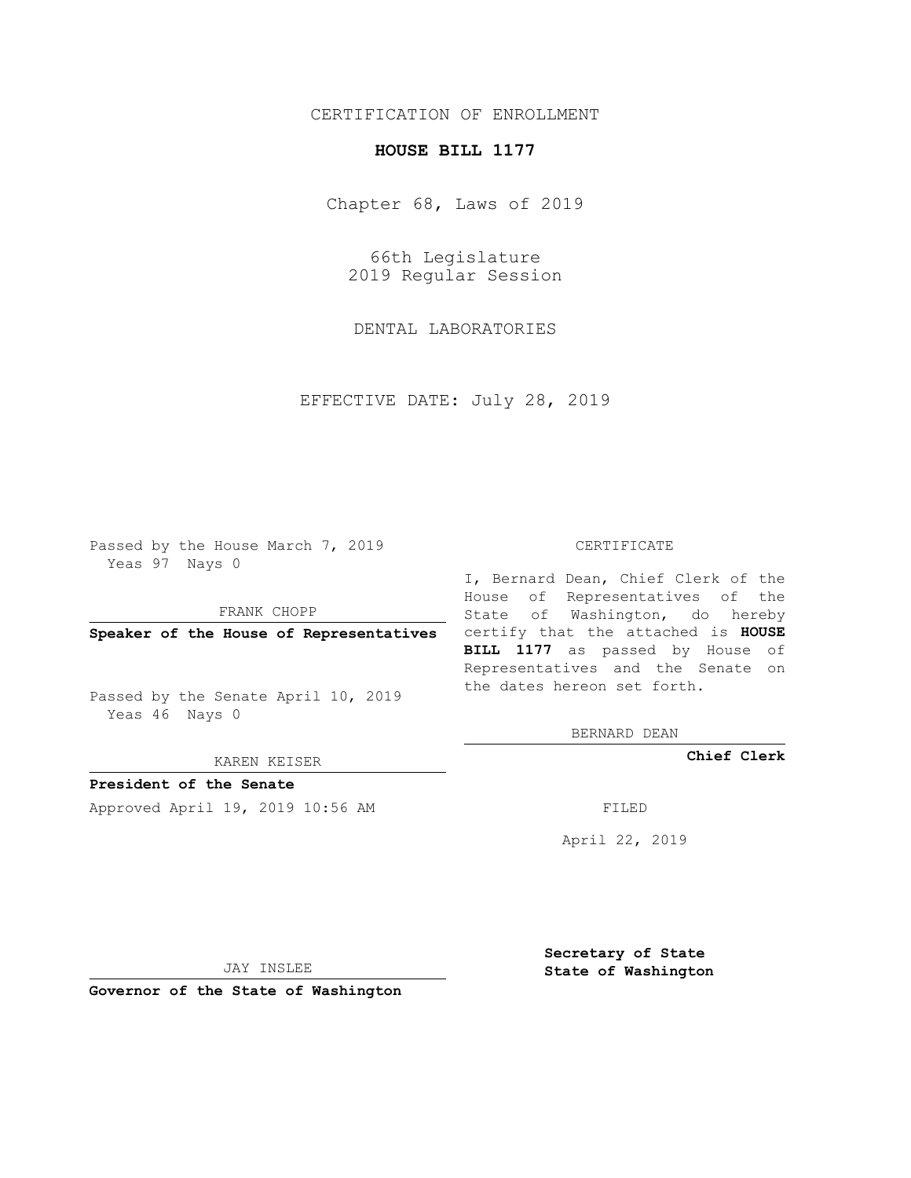CERTIFICATION OF ENROLLMENT

**HOUSE BILL 1177**

Chapter 68, Laws of 2019

66th Legislature
2019 Regular Session

DENTAL LABORATORIES

EFFECTIVE DATE: July 28, 2019

Passed by the House March 7, 2019
Yeas 97 Nays 0

FRANK CHOPP

**Speaker of the House of Representatives**

Passed by the Senate April 10, 2019
Yeas 46 Nays 0

KAREN KEISER

**President of the Senate**

CERTIFICATE

I, Bernard Dean, Chief Clerk of the House of Representatives of the State of Washington, do hereby certify that the attached is **HOUSE BILL 1177** as passed by House of Representatives and the Senate on the dates hereon set forth.

BERNARD DEAN

**Chief Clerk**

Approved April 19, 2019 10:56 AM

FILED

April 22, 2019

JAY INSLEE

**Governor of the State of Washington**

**Secretary of State**
**State of Washington**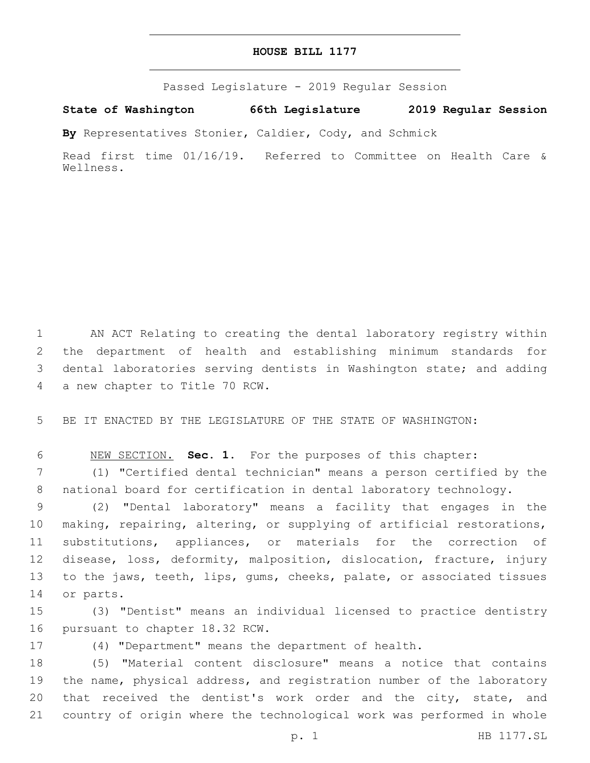# HOUSE BILL 1177

Passed Legislature - 2019 Regular Session

**State of Washington 66th Legislature 2019 Regular Session**

**By** Representatives Stonier, Caldier, Cody, and Schmick

Read first time 01/16/19. Referred to Committee on Health Care & Wellness.

AN ACT Relating to creating the dental laboratory registry within the department of health and establishing minimum standards for dental laboratories serving dentists in Washington state; and adding a new chapter to Title 70 RCW.

BE IT ENACTED BY THE LEGISLATURE OF THE STATE OF WASHINGTON:

NEW SECTION. **Sec. 1.** For the purposes of this chapter:

(1) "Certified dental technician" means a person certified by the national board for certification in dental laboratory technology.

(2) "Dental laboratory" means a facility that engages in the making, repairing, altering, or supplying of artificial restorations, substitutions, appliances, or materials for the correction of disease, loss, deformity, malposition, dislocation, fracture, injury to the jaws, teeth, lips, gums, cheeks, palate, or associated tissues or parts.

(3) "Dentist" means an individual licensed to practice dentistry pursuant to chapter 18.32 RCW.

(4) "Department" means the department of health.

(5) "Material content disclosure" means a notice that contains the name, physical address, and registration number of the laboratory that received the dentist's work order and the city, state, and country of origin where the technological work was performed in whole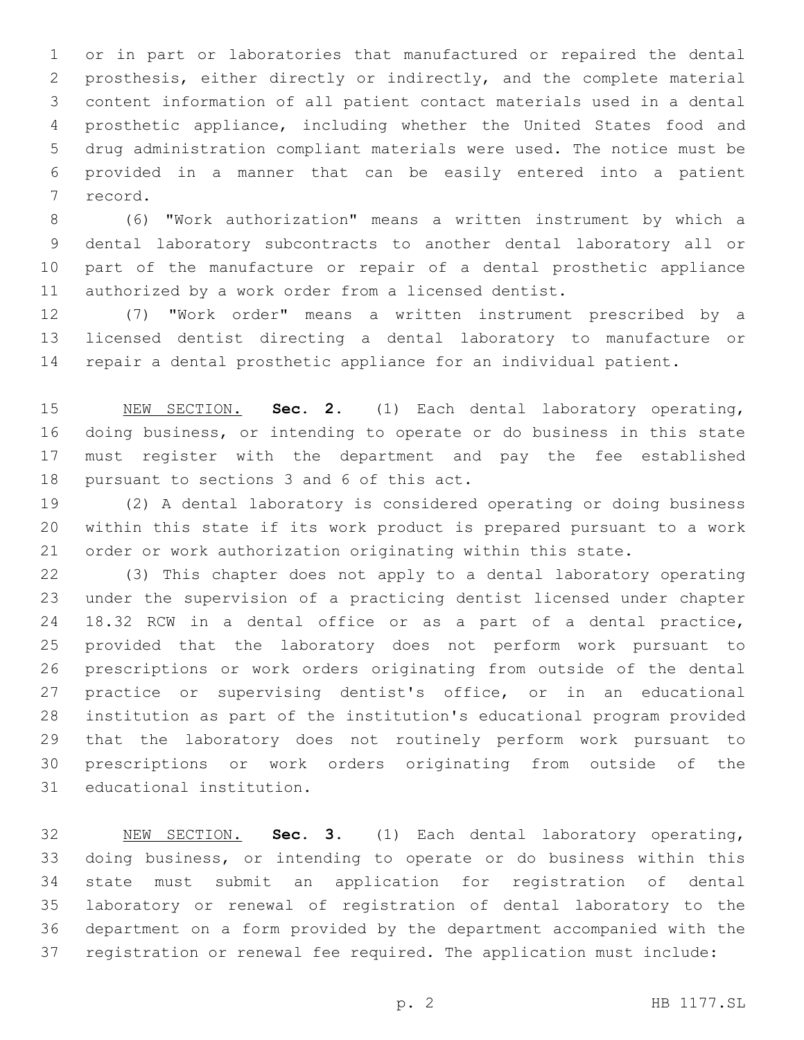or in part or laboratories that manufactured or repaired the dental prosthesis, either directly or indirectly, and the complete material content information of all patient contact materials used in a dental prosthetic appliance, including whether the United States food and drug administration compliant materials were used. The notice must be provided in a manner that can be easily entered into a patient record.

(6) "Work authorization" means a written instrument by which a dental laboratory subcontracts to another dental laboratory all or part of the manufacture or repair of a dental prosthetic appliance authorized by a work order from a licensed dentist.

(7) "Work order" means a written instrument prescribed by a licensed dentist directing a dental laboratory to manufacture or repair a dental prosthetic appliance for an individual patient.

NEW SECTION. **Sec. 2.** (1) Each dental laboratory operating, doing business, or intending to operate or do business in this state must register with the department and pay the fee established pursuant to sections 3 and 6 of this act.

(2) A dental laboratory is considered operating or doing business within this state if its work product is prepared pursuant to a work order or work authorization originating within this state.

(3) This chapter does not apply to a dental laboratory operating under the supervision of a practicing dentist licensed under chapter 18.32 RCW in a dental office or as a part of a dental practice, provided that the laboratory does not perform work pursuant to prescriptions or work orders originating from outside of the dental practice or supervising dentist's office, or in an educational institution as part of the institution's educational program provided that the laboratory does not routinely perform work pursuant to prescriptions or work orders originating from outside of the educational institution.

NEW SECTION. **Sec. 3.** (1) Each dental laboratory operating, doing business, or intending to operate or do business within this state must submit an application for registration of dental laboratory or renewal of registration of dental laboratory to the department on a form provided by the department accompanied with the registration or renewal fee required. The application must include: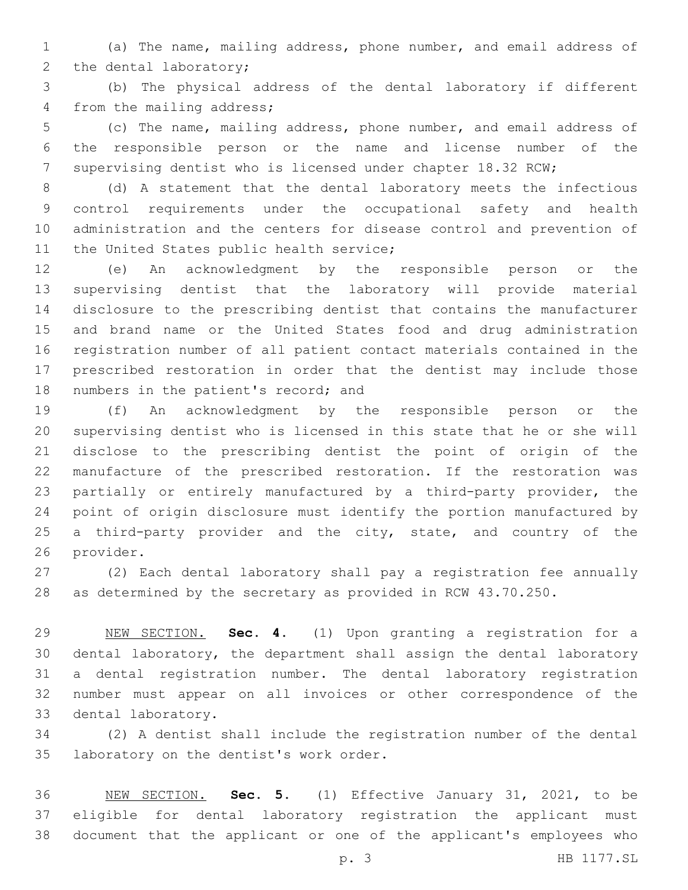(a) The name, mailing address, phone number, and email address of the dental laboratory;

(b) The physical address of the dental laboratory if different from the mailing address;

(c) The name, mailing address, phone number, and email address of the responsible person or the name and license number of the supervising dentist who is licensed under chapter 18.32 RCW;

(d) A statement that the dental laboratory meets the infectious control requirements under the occupational safety and health administration and the centers for disease control and prevention of the United States public health service;

(e) An acknowledgment by the responsible person or the supervising dentist that the laboratory will provide material disclosure to the prescribing dentist that contains the manufacturer and brand name or the United States food and drug administration registration number of all patient contact materials contained in the prescribed restoration in order that the dentist may include those numbers in the patient's record; and

(f) An acknowledgment by the responsible person or the supervising dentist who is licensed in this state that he or she will disclose to the prescribing dentist the point of origin of the manufacture of the prescribed restoration. If the restoration was partially or entirely manufactured by a third-party provider, the point of origin disclosure must identify the portion manufactured by a third-party provider and the city, state, and country of the provider.

(2) Each dental laboratory shall pay a registration fee annually as determined by the secretary as provided in RCW 43.70.250.

NEW SECTION. **Sec. 4.** (1) Upon granting a registration for a dental laboratory, the department shall assign the dental laboratory a dental registration number. The dental laboratory registration number must appear on all invoices or other correspondence of the dental laboratory.

(2) A dentist shall include the registration number of the dental laboratory on the dentist's work order.

NEW SECTION. **Sec. 5.** (1) Effective January 31, 2021, to be eligible for dental laboratory registration the applicant must document that the applicant or one of the applicant's employees who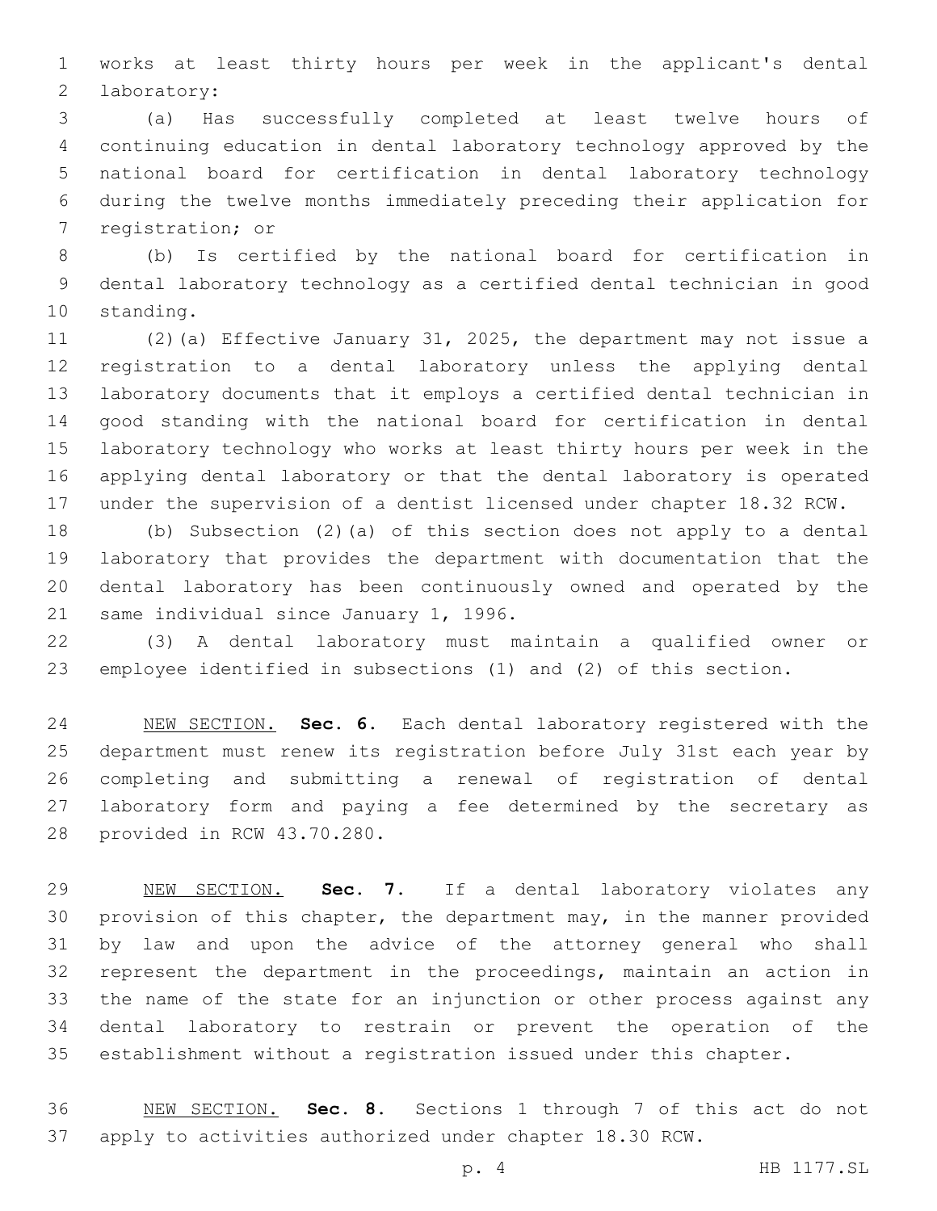works at least thirty hours per week in the applicant's dental laboratory:

(a) Has successfully completed at least twelve hours of continuing education in dental laboratory technology approved by the national board for certification in dental laboratory technology during the twelve months immediately preceding their application for registration; or

(b) Is certified by the national board for certification in dental laboratory technology as a certified dental technician in good standing.

(2)(a) Effective January 31, 2025, the department may not issue a registration to a dental laboratory unless the applying dental laboratory documents that it employs a certified dental technician in good standing with the national board for certification in dental laboratory technology who works at least thirty hours per week in the applying dental laboratory or that the dental laboratory is operated under the supervision of a dentist licensed under chapter 18.32 RCW.

(b) Subsection (2)(a) of this section does not apply to a dental laboratory that provides the department with documentation that the dental laboratory has been continuously owned and operated by the same individual since January 1, 1996.

(3) A dental laboratory must maintain a qualified owner or employee identified in subsections (1) and (2) of this section.

NEW SECTION. **Sec. 6.** Each dental laboratory registered with the department must renew its registration before July 31st each year by completing and submitting a renewal of registration of dental laboratory form and paying a fee determined by the secretary as provided in RCW 43.70.280.

NEW SECTION. **Sec. 7.** If a dental laboratory violates any provision of this chapter, the department may, in the manner provided by law and upon the advice of the attorney general who shall represent the department in the proceedings, maintain an action in the name of the state for an injunction or other process against any dental laboratory to restrain or prevent the operation of the establishment without a registration issued under this chapter.

NEW SECTION. **Sec. 8.** Sections 1 through 7 of this act do not apply to activities authorized under chapter 18.30 RCW.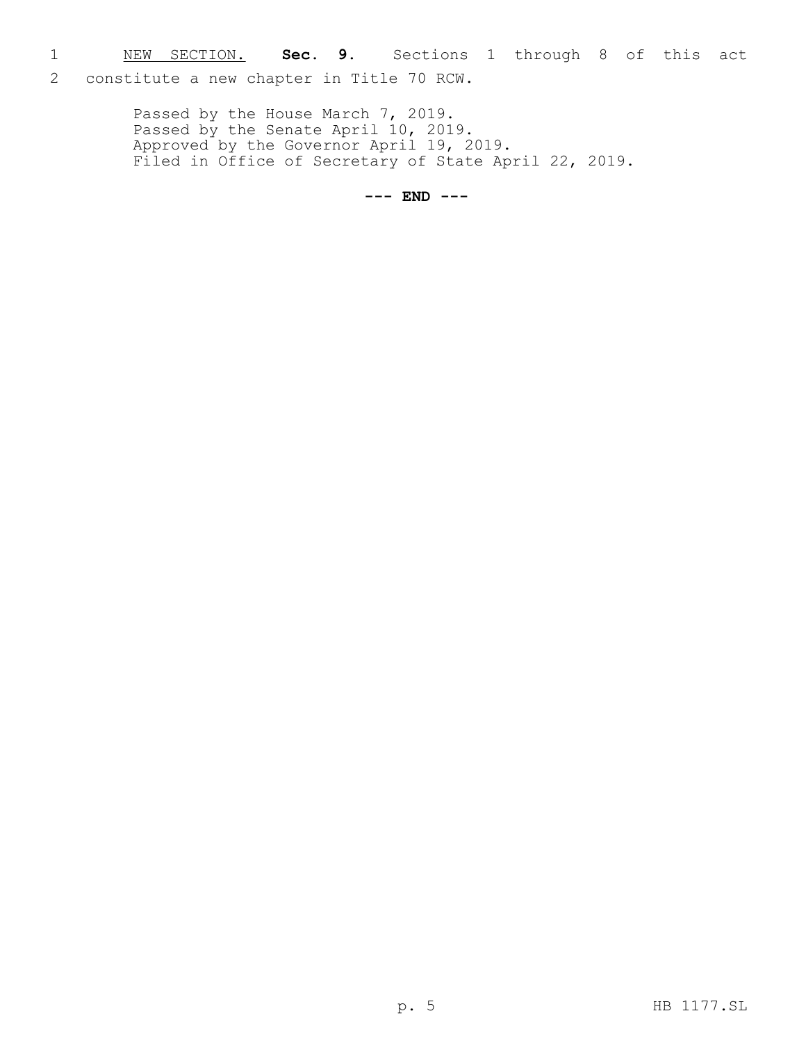NEW SECTION. **Sec. 9.** Sections 1 through 8 of this act constitute a new chapter in Title 70 RCW.

Passed by the House March 7, 2019.
Passed by the Senate April 10, 2019.
Approved by the Governor April 19, 2019.
Filed in Office of Secretary of State April 22, 2019.

**--- END ---**